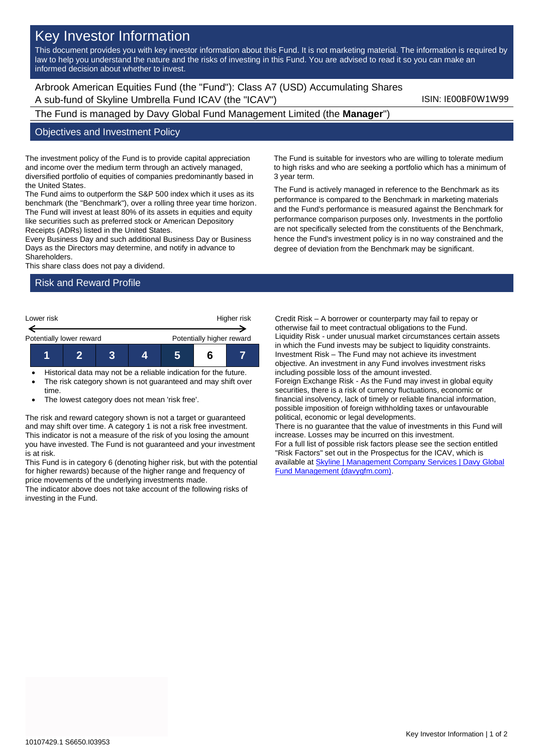# Key Investor Information

This document provides you with key investor information about this Fund. It is not marketing material. The information is required by law to help you understand the nature and the risks of investing in this Fund. You are advised to read it so you can make an informed decision about whether to invest.

Arbrook American Equities Fund (the "Fund"): Class A7 (USD) Accumulating Shares
A sub-fund of Skyline Umbrella Fund ICAV (the "ICAV") ISIN: IE00BF0W1W99

The Fund is managed by Davy Global Fund Management Limited (the **Manager**")

## Objectives and Investment Policy

The investment policy of the Fund is to provide capital appreciation and income over the medium term through an actively managed, diversified portfolio of equities of companies predominantly based in the United States.
The Fund aims to outperform the S&P 500 index which it uses as its benchmark (the "Benchmark"), over a rolling three year time horizon.
The Fund will invest at least 80% of its assets in equities and equity like securities such as preferred stock or American Depository Receipts (ADRs) listed in the United States.
Every Business Day and such additional Business Day or Business Days as the Directors may determine, and notify in advance to Shareholders.
This share class does not pay a dividend.

The Fund is suitable for investors who are willing to tolerate medium to high risks and who are seeking a portfolio which has a minimum of 3 year term.

The Fund is actively managed in reference to the Benchmark as its performance is compared to the Benchmark in marketing materials and the Fund's performance is measured against the Benchmark for performance comparison purposes only. Investments in the portfolio are not specifically selected from the constituents of the Benchmark, hence the Fund's investment policy is in no way constrained and the degree of deviation from the Benchmark may be significant.

## Risk and Reward Profile

| Lower risk | | | | | | Higher risk |
|---|---|---|---|---|---|---|
| Potentially lower reward | | | | | | Potentially higher reward |
| 1 | 2 | 3 | 4 | 5 | **6** | 7 |

- Historical data may not be a reliable indication for the future.
- The risk category shown is not guaranteed and may shift over time.
- The lowest category does not mean 'risk free'.

The risk and reward category shown is not a target or guaranteed and may shift over time. A category 1 is not a risk free investment. This indicator is not a measure of the risk of you losing the amount you have invested. The Fund is not guaranteed and your investment is at risk.
This Fund is in category 6 (denoting higher risk, but with the potential for higher rewards) because of the higher range and frequency of price movements of the underlying investments made.
The indicator above does not take account of the following risks of investing in the Fund.

Credit Risk – A borrower or counterparty may fail to repay or otherwise fail to meet contractual obligations to the Fund.
Liquidity Risk - under unusual market circumstances certain assets in which the Fund invests may be subject to liquidity constraints.
Investment Risk – The Fund may not achieve its investment objective. An investment in any Fund involves investment risks including possible loss of the amount invested.
Foreign Exchange Risk - As the Fund may invest in global equity securities, there is a risk of currency fluctuations, economic or financial insolvency, lack of timely or reliable financial information, possible imposition of foreign withholding taxes or unfavourable political, economic or legal developments.
There is no guarantee that the value of investments in this Fund will increase. Losses may be incurred on this investment.
For a full list of possible risk factors please see the section entitled "Risk Factors" set out in the Prospectus for the ICAV, which is available at [Skyline | Management Company Services | Davy Global Fund Management (davygfm.com)](davygfm.com).

10107429.1 S6650.I03953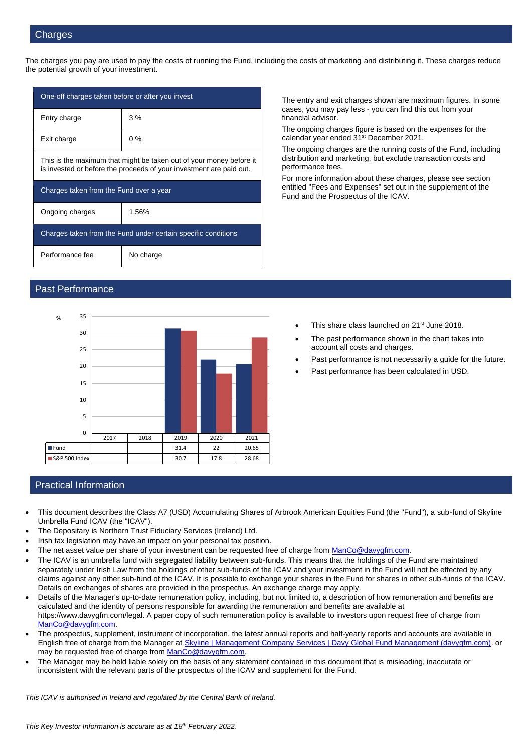## Charges

The charges you pay are used to pay the costs of running the Fund, including the costs of marketing and distributing it. These charges reduce the potential growth of your investment.

| | |
|---|---|
| **One-off charges taken before or after you invest** | |
| Entry charge | 3 % |
| Exit charge | 0 % |
| This is the maximum that might be taken out of your money before it is invested or before the proceeds of your investment are paid out. | |
| **Charges taken from the Fund over a year** | |
| Ongoing charges | 1.56% |
| **Charges taken from the Fund under certain specific conditions** | |
| Performance fee | No charge |

The entry and exit charges shown are maximum figures. In some cases, you may pay less - you can find this out from your financial advisor.

The ongoing charges figure is based on the expenses for the calendar year ended 31st December 2021.

The ongoing charges are the running costs of the Fund, including distribution and marketing, but exclude transaction costs and performance fees.

For more information about these charges, please see section entitled "Fees and Expenses" set out in the supplement of the Fund and the Prospectus of the ICAV.

## Past Performance

%

35
30
25
20
15
10
5
0

2017 2018 2019 2020 2021

Fund: 31.4 22 20.65

S&P 500 Index: 30.7 17.8 28.68

- This share class launched on 21st June 2018.
- The past performance shown in the chart takes into account all costs and charges.
- Past performance is not necessarily a guide for the future.
- Past performance has been calculated in USD.

## Practical Information

- This document describes the Class A7 (USD) Accumulating Shares of Arbrook American Equities Fund (the "Fund"), a sub-fund of Skyline Umbrella Fund ICAV (the "ICAV").
- The Depositary is Northern Trust Fiduciary Services (Ireland) Ltd.
- Irish tax legislation may have an impact on your personal tax position.
- The net asset value per share of your investment can be requested free of charge from ManCo@davygfm.com.
- The ICAV is an umbrella fund with segregated liability between sub-funds. This means that the holdings of the Fund are maintained separately under Irish Law from the holdings of other sub-funds of the ICAV and your investment in the Fund will not be effected by any claims against any other sub-fund of the ICAV. It is possible to exchange your shares in the Fund for shares in other sub-funds of the ICAV. Details on exchanges of shares are provided in the prospectus. An exchange charge may apply.
- Details of the Manager's up-to-date remuneration policy, including, but not limited to, a description of how remuneration and benefits are calculated and the identity of persons responsible for awarding the remuneration and benefits are available at https://www.davygfm.com/legal. A paper copy of such remuneration policy is available to investors upon request free of charge from ManCo@davygfm.com.
- The prospectus, supplement, instrument of incorporation, the latest annual reports and half-yearly reports and accounts are available in English free of charge from the Manager at Skyline | Management Company Services | Davy Global Fund Management (davygfm.com). or may be requested free of charge from ManCo@davygfm.com.
- The Manager may be held liable solely on the basis of any statement contained in this document that is misleading, inaccurate or inconsistent with the relevant parts of the prospectus of the ICAV and supplement for the Fund.

*This ICAV is authorised in Ireland and regulated by the Central Bank of Ireland.*

*This Key Investor Information is accurate as at 18th February 2022.*